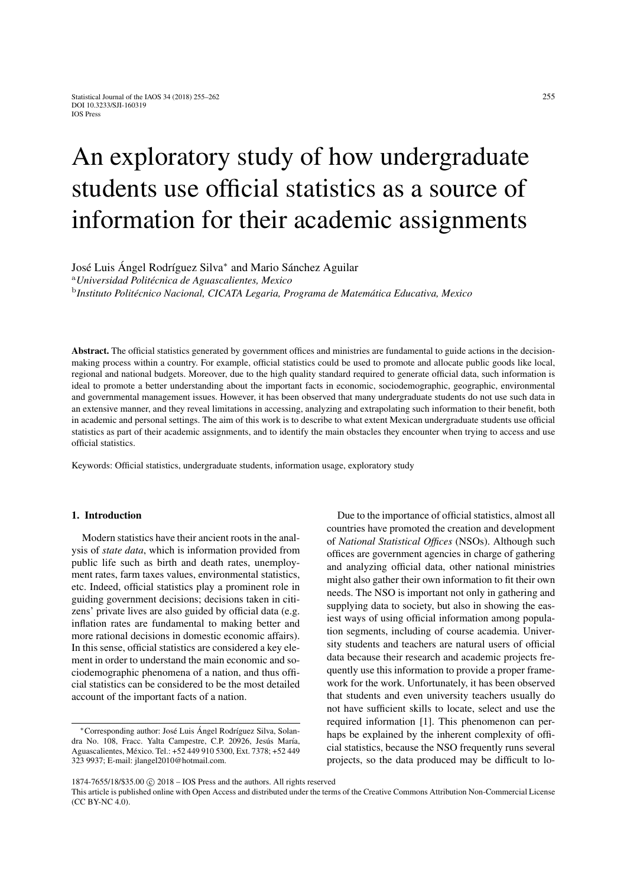# An exploratory study of how undergraduate students use official statistics as a source of information for their academic assignments

José Luis Ángel Rodríguez Silva* and Mario Sánchez Aguilar

[a] *Universidad Politécnica de Aguascalientes, Mexico*

[b] *Instituto Politécnico Nacional, CICATA Legaria, Programa de Matemática Educativa, Mexico*

**Abstract.** The official statistics generated by government offices and ministries are fundamental to guide actions in the decision-making process within a country. For example, official statistics could be used to promote and allocate public goods like local, regional and national budgets. Moreover, due to the high quality standard required to generate official data, such information is ideal to promote a better understanding about the important facts in economic, sociodemographic, geographic, environmental and governmental management issues. However, it has been observed that many undergraduate students do not use such data in an extensive manner, and they reveal limitations in accessing, analyzing and extrapolating such information to their benefit, both in academic and personal settings. The aim of this work is to describe to what extent Mexican undergraduate students use official statistics as part of their academic assignments, and to identify the main obstacles they encounter when trying to access and use official statistics.

Keywords: Official statistics, undergraduate students, information usage, exploratory study

## 1. Introduction

Modern statistics have their ancient roots in the analysis of *state data*, which is information provided from public life such as birth and death rates, unemployment rates, farm taxes values, environmental statistics, etc. Indeed, official statistics play a prominent role in guiding government decisions; decisions taken in citizens' private lives are also guided by official data (e.g. inflation rates are fundamental to making better and more rational decisions in domestic economic affairs). In this sense, official statistics are considered a key element in order to understand the main economic and sociodemographic phenomena of a nation, and thus official statistics can be considered to be the most detailed account of the important facts of a nation.

Due to the importance of official statistics, almost all countries have promoted the creation and development of *National Statistical Offices* (NSOs). Although such offices are government agencies in charge of gathering and analyzing official data, other national ministries might also gather their own information to fit their own needs. The NSO is important not only in gathering and supplying data to society, but also in showing the easiest ways of using official information among population segments, including of course academia. University students and teachers are natural users of official data because their research and academic projects frequently use this information to provide a proper framework for the work. Unfortunately, it has been observed that students and even university teachers usually do not have sufficient skills to locate, select and use the required information [1]. This phenomenon can perhaps be explained by the inherent complexity of official statistics, because the NSO frequently runs several projects, so the data produced may be difficult to lo-

*Corresponding author: José Luis Ángel Rodríguez Silva, Solandra No. 108, Fracc. Yalta Campestre, C.P. 20926, Jesús María, Aguascalientes, México. Tel.: +52 449 910 5300, Ext. 7378; +52 449 323 9937; E-mail: jlangel2010@hotmail.com.

1874-7655/18/$35.00 © 2018 – IOS Press and the authors. All rights reserved

This article is published online with Open Access and distributed under the terms of the Creative Commons Attribution Non-Commercial License (CC BY-NC 4.0).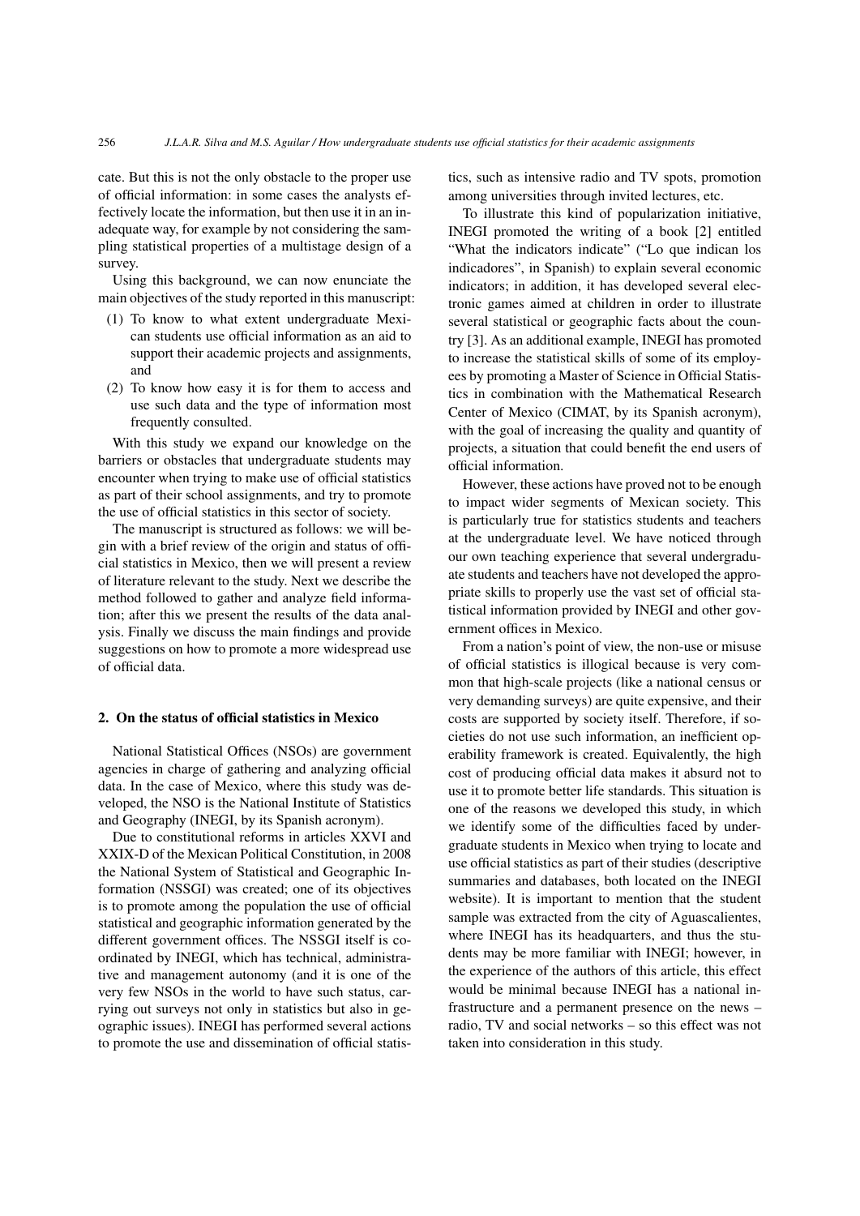cate. But this is not the only obstacle to the proper use of official information: in some cases the analysts effectively locate the information, but then use it in an inadequate way, for example by not considering the sampling statistical properties of a multistage design of a survey.

Using this background, we can now enunciate the main objectives of the study reported in this manuscript:

(1) To know to what extent undergraduate Mexican students use official information as an aid to support their academic projects and assignments, and
(2) To know how easy it is for them to access and use such data and the type of information most frequently consulted.

With this study we expand our knowledge on the barriers or obstacles that undergraduate students may encounter when trying to make use of official statistics as part of their school assignments, and try to promote the use of official statistics in this sector of society.

The manuscript is structured as follows: we will begin with a brief review of the origin and status of official statistics in Mexico, then we will present a review of literature relevant to the study. Next we describe the method followed to gather and analyze field information; after this we present the results of the data analysis. Finally we discuss the main findings and provide suggestions on how to promote a more widespread use of official data.

## 2. On the status of official statistics in Mexico

National Statistical Offices (NSOs) are government agencies in charge of gathering and analyzing official data. In the case of Mexico, where this study was developed, the NSO is the National Institute of Statistics and Geography (INEGI, by its Spanish acronym).

Due to constitutional reforms in articles XXVI and XXIX-D of the Mexican Political Constitution, in 2008 the National System of Statistical and Geographic Information (NSSGI) was created; one of its objectives is to promote among the population the use of official statistical and geographic information generated by the different government offices. The NSSGI itself is coordinated by INEGI, which has technical, administrative and management autonomy (and it is one of the very few NSOs in the world to have such status, carrying out surveys not only in statistics but also in geographic issues). INEGI has performed several actions to promote the use and dissemination of official statistics, such as intensive radio and TV spots, promotion among universities through invited lectures, etc.

To illustrate this kind of popularization initiative, INEGI promoted the writing of a book [2] entitled "What the indicators indicate" ("Lo que indican los indicadores", in Spanish) to explain several economic indicators; in addition, it has developed several electronic games aimed at children in order to illustrate several statistical or geographic facts about the country [3]. As an additional example, INEGI has promoted to increase the statistical skills of some of its employees by promoting a Master of Science in Official Statistics in combination with the Mathematical Research Center of Mexico (CIMAT, by its Spanish acronym), with the goal of increasing the quality and quantity of projects, a situation that could benefit the end users of official information.

However, these actions have proved not to be enough to impact wider segments of Mexican society. This is particularly true for statistics students and teachers at the undergraduate level. We have noticed through our own teaching experience that several undergraduate students and teachers have not developed the appropriate skills to properly use the vast set of official statistical information provided by INEGI and other government offices in Mexico.

From a nation's point of view, the non-use or misuse of official statistics is illogical because is very common that high-scale projects (like a national census or very demanding surveys) are quite expensive, and their costs are supported by society itself. Therefore, if societies do not use such information, an inefficient operability framework is created. Equivalently, the high cost of producing official data makes it absurd not to use it to promote better life standards. This situation is one of the reasons we developed this study, in which we identify some of the difficulties faced by undergraduate students in Mexico when trying to locate and use official statistics as part of their studies (descriptive summaries and databases, both located on the INEGI website). It is important to mention that the student sample was extracted from the city of Aguascalientes, where INEGI has its headquarters, and thus the students may be more familiar with INEGI; however, in the experience of the authors of this article, this effect would be minimal because INEGI has a national infrastructure and a permanent presence on the news – radio, TV and social networks – so this effect was not taken into consideration in this study.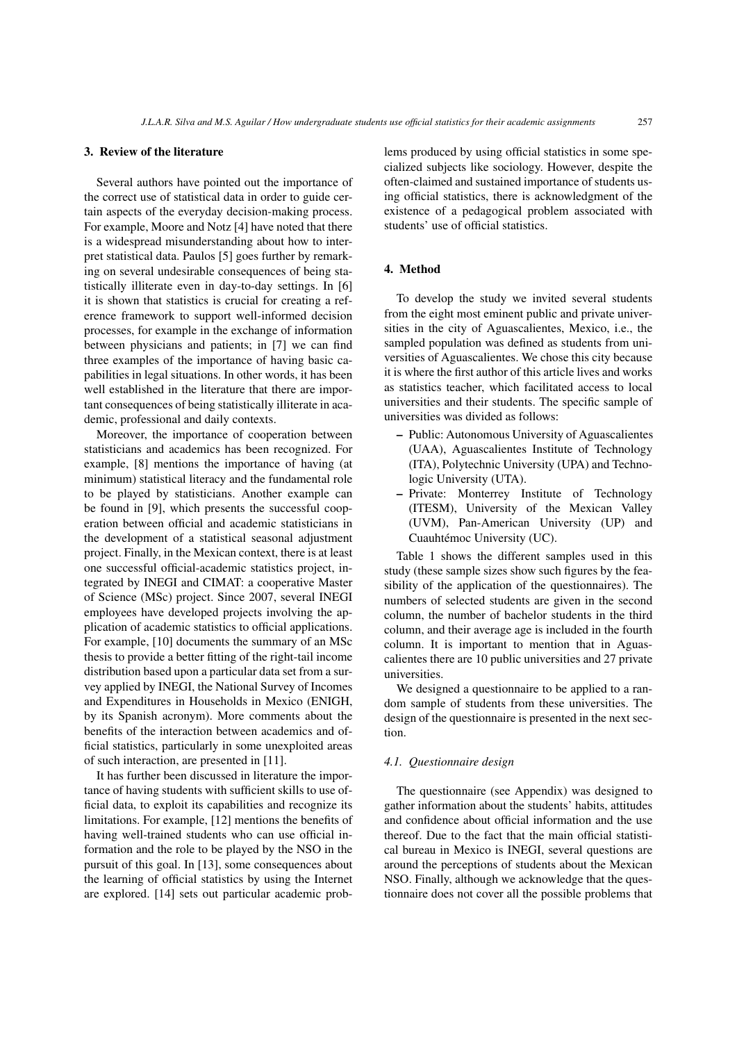## 3. Review of the literature

Several authors have pointed out the importance of the correct use of statistical data in order to guide certain aspects of the everyday decision-making process. For example, Moore and Notz [4] have noted that there is a widespread misunderstanding about how to interpret statistical data. Paulos [5] goes further by remarking on several undesirable consequences of being statistically illiterate even in day-to-day settings. In [6] it is shown that statistics is crucial for creating a reference framework to support well-informed decision processes, for example in the exchange of information between physicians and patients; in [7] we can find three examples of the importance of having basic capabilities in legal situations. In other words, it has been well established in the literature that there are important consequences of being statistically illiterate in academic, professional and daily contexts.

Moreover, the importance of cooperation between statisticians and academics has been recognized. For example, [8] mentions the importance of having (at minimum) statistical literacy and the fundamental role to be played by statisticians. Another example can be found in [9], which presents the successful cooperation between official and academic statisticians in the development of a statistical seasonal adjustment project. Finally, in the Mexican context, there is at least one successful official-academic statistics project, integrated by INEGI and CIMAT: a cooperative Master of Science (MSc) project. Since 2007, several INEGI employees have developed projects involving the application of academic statistics to official applications. For example, [10] documents the summary of an MSc thesis to provide a better fitting of the right-tail income distribution based upon a particular data set from a survey applied by INEGI, the National Survey of Incomes and Expenditures in Households in Mexico (ENIGH, by its Spanish acronym). More comments about the benefits of the interaction between academics and official statistics, particularly in some unexploited areas of such interaction, are presented in [11].

It has further been discussed in literature the importance of having students with sufficient skills to use official data, to exploit its capabilities and recognize its limitations. For example, [12] mentions the benefits of having well-trained students who can use official information and the role to be played by the NSO in the pursuit of this goal. In [13], some consequences about the learning of official statistics by using the Internet are explored. [14] sets out particular academic problems produced by using official statistics in some specialized subjects like sociology. However, despite the often-claimed and sustained importance of students using official statistics, there is acknowledgment of the existence of a pedagogical problem associated with students' use of official statistics.

## 4. Method

To develop the study we invited several students from the eight most eminent public and private universities in the city of Aguascalientes, Mexico, i.e., the sampled population was defined as students from universities of Aguascalientes. We chose this city because it is where the first author of this article lives and works as statistics teacher, which facilitated access to local universities and their students. The specific sample of universities was divided as follows:

- Public: Autonomous University of Aguascalientes (UAA), Aguascalientes Institute of Technology (ITA), Polytechnic University (UPA) and Technologic University (UTA).
- Private: Monterrey Institute of Technology (ITESM), University of the Mexican Valley (UVM), Pan-American University (UP) and Cuauhtémoc University (UC).

Table 1 shows the different samples used in this study (these sample sizes show such figures by the feasibility of the application of the questionnaires). The numbers of selected students are given in the second column, the number of bachelor students in the third column, and their average age is included in the fourth column. It is important to mention that in Aguascalientes there are 10 public universities and 27 private universities.

We designed a questionnaire to be applied to a random sample of students from these universities. The design of the questionnaire is presented in the next section.

### 4.1. Questionnaire design

The questionnaire (see Appendix) was designed to gather information about the students' habits, attitudes and confidence about official information and the use thereof. Due to the fact that the main official statistical bureau in Mexico is INEGI, several questions are around the perceptions of students about the Mexican NSO. Finally, although we acknowledge that the questionnaire does not cover all the possible problems that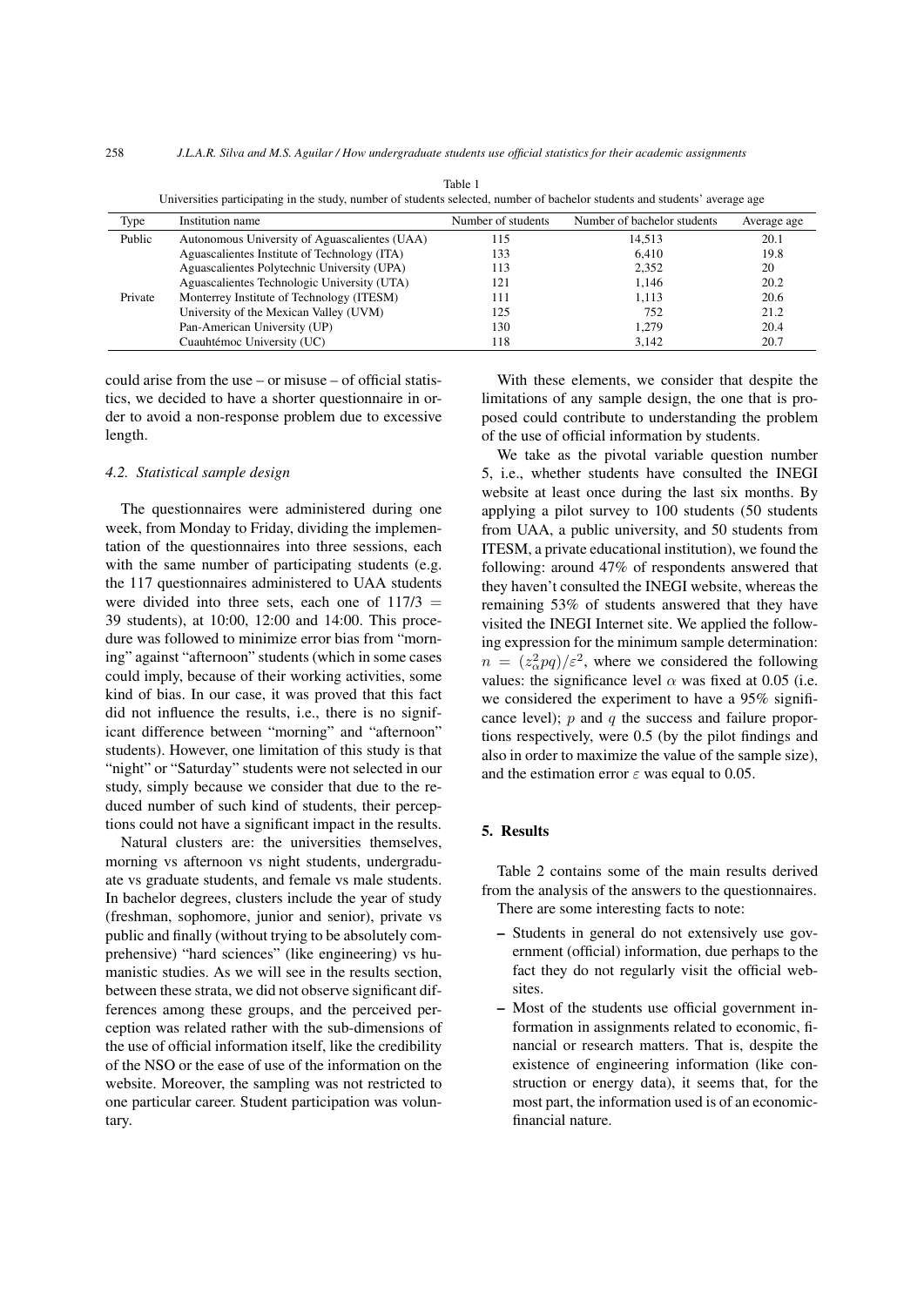Table 1
Universities participating in the study, number of students selected, number of bachelor students and students' average age

| Type | Institution name | Number of students | Number of bachelor students | Average age |
|---|---|---|---|---|
| Public | Autonomous University of Aguascalientes (UAA) | 115 | 14,513 | 20.1 |
| | Aguascalientes Institute of Technology (ITA) | 133 | 6,410 | 19.8 |
| | Aguascalientes Polytechnic University (UPA) | 113 | 2,352 | 20 |
| | Aguascalientes Technologic University (UTA) | 121 | 1,146 | 20.2 |
| Private | Monterrey Institute of Technology (ITESM) | 111 | 1,113 | 20.6 |
| | University of the Mexican Valley (UVM) | 125 | 752 | 21.2 |
| | Pan-American University (UP) | 130 | 1,279 | 20.4 |
| | Cuauhtémoc University (UC) | 118 | 3,142 | 20.7 |

could arise from the use – or misuse – of official statistics, we decided to have a shorter questionnaire in order to avoid a non-response problem due to excessive length.

### 4.2. Statistical sample design

The questionnaires were administered during one week, from Monday to Friday, dividing the implementation of the questionnaires into three sessions, each with the same number of participating students (e.g. the 117 questionnaires administered to UAA students were divided into three sets, each one of $117/3 = 39$ students), at 10:00, 12:00 and 14:00. This procedure was followed to minimize error bias from "morning" against "afternoon" students (which in some cases could imply, because of their working activities, some kind of bias. In our case, it was proved that this fact did not influence the results, i.e., there is no significant difference between "morning" and "afternoon" students). However, one limitation of this study is that "night" or "Saturday" students were not selected in our study, simply because we consider that due to the reduced number of such kind of students, their perceptions could not have a significant impact in the results.

Natural clusters are: the universities themselves, morning vs afternoon vs night students, undergraduate vs graduate students, and female vs male students. In bachelor degrees, clusters include the year of study (freshman, sophomore, junior and senior), private vs public and finally (without trying to be absolutely comprehensive) "hard sciences" (like engineering) vs humanistic studies. As we will see in the results section, between these strata, we did not observe significant differences among these groups, and the perceived perception was related rather with the sub-dimensions of the use of official information itself, like the credibility of the NSO or the ease of use of the information on the website. Moreover, the sampling was not restricted to one particular career. Student participation was voluntary.

With these elements, we consider that despite the limitations of any sample design, the one that is proposed could contribute to understanding the problem of the use of official information by students.

We take as the pivotal variable question number 5, i.e., whether students have consulted the INEGI website at least once during the last six months. By applying a pilot survey to 100 students (50 students from UAA, a public university, and 50 students from ITESM, a private educational institution), we found the following: around 47% of respondents answered that they haven't consulted the INEGI website, whereas the remaining 53% of students answered that they have visited the INEGI Internet site. We applied the following expression for the minimum sample determination: $n = (z_\alpha^2 pq)/\varepsilon^2$, where we considered the following values: the significance level $\alpha$ was fixed at 0.05 (i.e. we considered the experiment to have a 95% significance level); $p$ and $q$ the success and failure proportions respectively, were 0.5 (by the pilot findings and also in order to maximize the value of the sample size), and the estimation error $\varepsilon$ was equal to 0.05.

## 5. Results

Table 2 contains some of the main results derived from the analysis of the answers to the questionnaires.

There are some interesting facts to note:

- Students in general do not extensively use government (official) information, due perhaps to the fact they do not regularly visit the official websites.
- Most of the students use official government information in assignments related to economic, financial or research matters. That is, despite the existence of engineering information (like construction or energy data), it seems that, for the most part, the information used is of an economic-financial nature.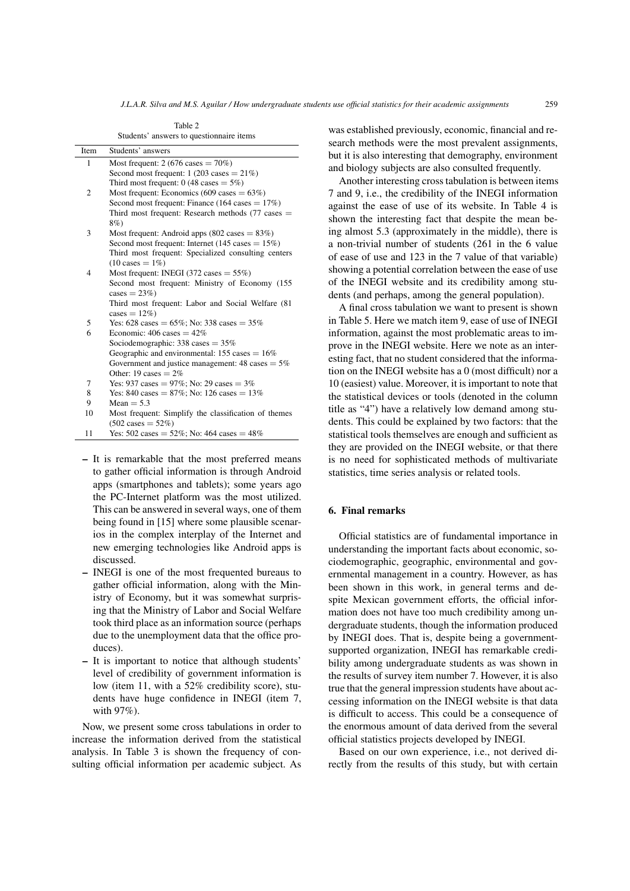Table 2
Students' answers to questionnaire items

| Item | Students' answers |
|---|---|
| 1 | Most frequent: 2 (676 cases = 70%)<br>Second most frequent: 1 (203 cases = 21%)<br>Third most frequent: 0 (48 cases = 5%) |
| 2 | Most frequent: Economics (609 cases = 63%)<br>Second most frequent: Finance (164 cases = 17%)<br>Third most frequent: Research methods (77 cases = 8%) |
| 3 | Most frequent: Android apps (802 cases = 83%)<br>Second most frequent: Internet (145 cases = 15%)<br>Third most frequent: Specialized consulting centers (10 cases = 1%) |
| 4 | Most frequent: INEGI (372 cases = 55%)<br>Second most frequent: Ministry of Economy (155 cases = 23%)<br>Third most frequent: Labor and Social Welfare (81 cases = 12%) |
| 5 | Yes: 628 cases = 65%; No: 338 cases = 35% |
| 6 | Economic: 406 cases = 42%<br>Sociodemographic: 338 cases = 35%<br>Geographic and environmental: 155 cases = 16%<br>Government and justice management: 48 cases = 5%<br>Other: 19 cases = 2% |
| 7 | Yes: 937 cases = 97%; No: 29 cases = 3% |
| 8 | Yes: 840 cases = 87%; No: 126 cases = 13% |
| 9 | Mean = 5.3 |
| 10 | Most frequent: Simplify the classification of themes (502 cases = 52%) |
| 11 | Yes: 502 cases = 52%; No: 464 cases = 48% |

- It is remarkable that the most preferred means to gather official information is through Android apps (smartphones and tablets); some years ago the PC-Internet platform was the most utilized. This can be answered in several ways, one of them being found in [15] where some plausible scenarios in the complex interplay of the Internet and new emerging technologies like Android apps is discussed.
- INEGI is one of the most frequented bureaus to gather official information, along with the Ministry of Economy, but it was somewhat surprising that the Ministry of Labor and Social Welfare took third place as an information source (perhaps due to the unemployment data that the office produces).
- It is important to notice that although students' level of credibility of government information is low (item 11, with a 52% credibility score), students have huge confidence in INEGI (item 7, with 97%).

Now, we present some cross tabulations in order to increase the information derived from the statistical analysis. In Table 3 is shown the frequency of consulting official information per academic subject. As was established previously, economic, financial and research methods were the most prevalent assignments, but it is also interesting that demography, environment and biology subjects are also consulted frequently.

Another interesting cross tabulation is between items 7 and 9, i.e., the credibility of the INEGI information against the ease of use of its website. In Table 4 is shown the interesting fact that despite the mean being almost 5.3 (approximately in the middle), there is a non-trivial number of students (261 in the 6 value of ease of use and 123 in the 7 value of that variable) showing a potential correlation between the ease of use of the INEGI website and its credibility among students (and perhaps, among the general population).

A final cross tabulation we want to present is shown in Table 5. Here we match item 9, ease of use of INEGI information, against the most problematic areas to improve in the INEGI website. Here we note as an interesting fact, that no student considered that the information on the INEGI website has a 0 (most difficult) nor a 10 (easiest) value. Moreover, it is important to note that the statistical devices or tools (denoted in the column title as "4") have a relatively low demand among students. This could be explained by two factors: that the statistical tools themselves are enough and sufficient as they are provided on the INEGI website, or that there is no need for sophisticated methods of multivariate statistics, time series analysis or related tools.

## 6. Final remarks

Official statistics are of fundamental importance in understanding the important facts about economic, sociodemographic, geographic, environmental and governmental management in a country. However, as has been shown in this work, in general terms and despite Mexican government efforts, the official information does not have too much credibility among undergraduate students, though the information produced by INEGI does. That is, despite being a government-supported organization, INEGI has remarkable credibility among undergraduate students as was shown in the results of survey item number 7. However, it is also true that the general impression students have about accessing information on the INEGI website is that data is difficult to access. This could be a consequence of the enormous amount of data derived from the several official statistics projects developed by INEGI.

Based on our own experience, i.e., not derived directly from the results of this study, but with certain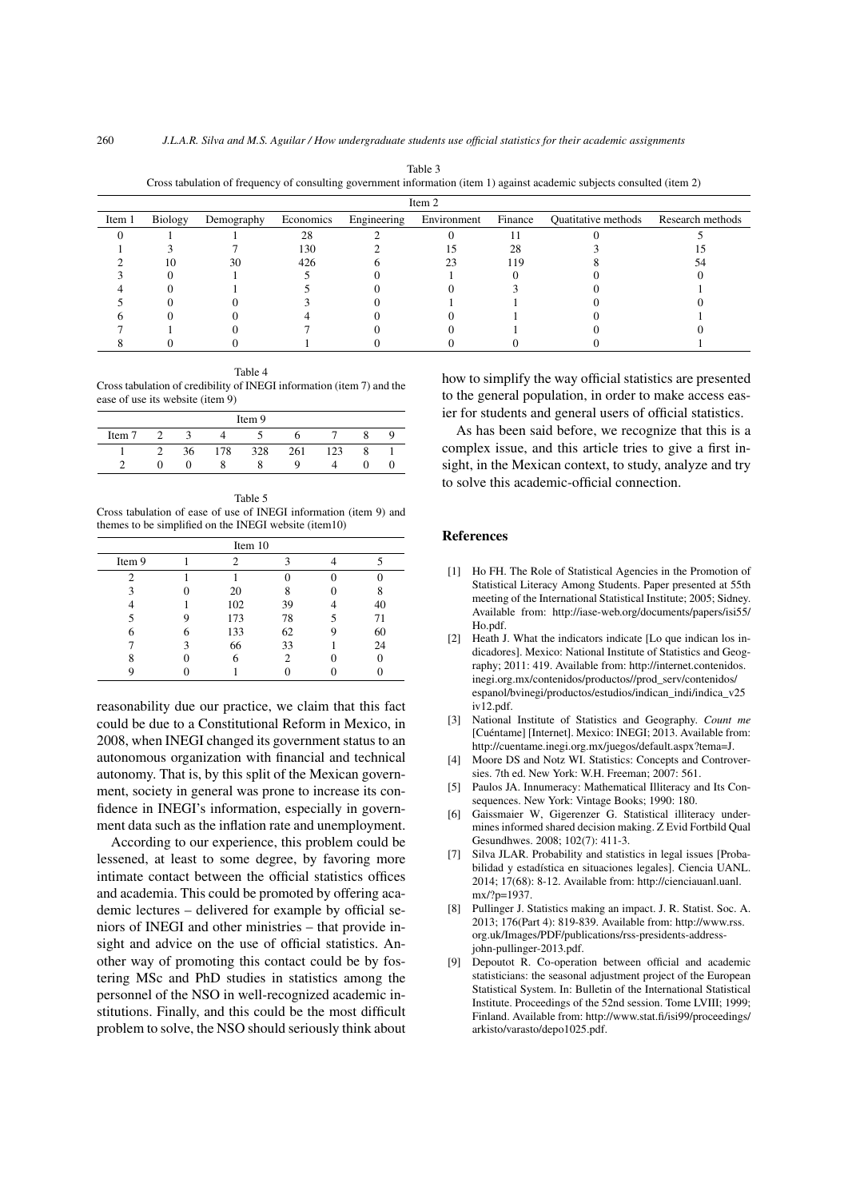Table 3
Cross tabulation of frequency of consulting government information (item 1) against academic subjects consulted (item 2)

| | Item 2 | | | | | | | |
|---|---|---|---|---|---|---|---|---|
| Item 1 | Biology | Demography | Economics | Engineering | Environment | Finance | Quatitative methods | Research methods |
| 0 | 1 | 1 | 28 | 2 | 0 | 11 | 0 | 5 |
| 1 | 3 | 7 | 130 | 2 | 15 | 28 | 3 | 15 |
| 2 | 10 | 30 | 426 | 6 | 23 | 119 | 8 | 54 |
| 3 | 0 | 1 | 5 | 0 | 1 | 0 | 0 | 0 |
| 4 | 0 | 1 | 5 | 0 | 0 | 3 | 0 | 1 |
| 5 | 0 | 0 | 3 | 0 | 1 | 1 | 0 | 0 |
| 6 | 0 | 0 | 4 | 0 | 0 | 1 | 0 | 1 |
| 7 | 1 | 0 | 7 | 0 | 0 | 1 | 0 | 0 |
| 8 | 0 | 0 | 1 | 0 | 0 | 0 | 0 | 1 |

Table 4
Cross tabulation of credibility of INEGI information (item 7) and the ease of use its website (item 9)

| | Item 9 | | | | | | | |
|---|---|---|---|---|---|---|---|---|
| Item 7 | 2 | 3 | 4 | 5 | 6 | 7 | 8 | 9 |
| 1 | 2 | 36 | 178 | 328 | 261 | 123 | 8 | 1 |
| 2 | 0 | 0 | 8 | 8 | 9 | 4 | 0 | 0 |

Table 5
Cross tabulation of ease of use of INEGI information (item 9) and themes to be simplified on the INEGI website (item10)

| | Item 10 | | | | |
|---|---|---|---|---|---|
| Item 9 | 1 | 2 | 3 | 4 | 5 |
| 2 | 1 | 1 | 0 | 0 | 0 |
| 3 | 0 | 20 | 8 | 0 | 8 |
| 4 | 1 | 102 | 39 | 4 | 40 |
| 5 | 9 | 173 | 78 | 5 | 71 |
| 6 | 6 | 133 | 62 | 9 | 60 |
| 7 | 3 | 66 | 33 | 1 | 24 |
| 8 | 0 | 6 | 2 | 0 | 0 |
| 9 | 0 | 1 | 0 | 0 | 0 |

reasonability due our practice, we claim that this fact could be due to a Constitutional Reform in Mexico, in 2008, when INEGI changed its government status to an autonomous organization with financial and technical autonomy. That is, by this split of the Mexican government, society in general was prone to increase its confidence in INEGI's information, especially in government data such as the inflation rate and unemployment.

According to our experience, this problem could be lessened, at least to some degree, by favoring more intimate contact between the official statistics offices and academia. This could be promoted by offering academic lectures – delivered for example by official seniors of INEGI and other ministries – that provide insight and advice on the use of official statistics. Another way of promoting this contact could be by fostering MSc and PhD studies in statistics among the personnel of the NSO in well-recognized academic institutions. Finally, and this could be the most difficult problem to solve, the NSO should seriously think about how to simplify the way official statistics are presented to the general population, in order to make access easier for students and general users of official statistics.

As has been said before, we recognize that this is a complex issue, and this article tries to give a first insight, in the Mexican context, to study, analyze and try to solve this academic-official connection.

## References

[1] Ho FH. The Role of Statistical Agencies in the Promotion of Statistical Literacy Among Students. Paper presented at 55th meeting of the International Statistical Institute; 2005; Sidney. Available from: http://iase-web.org/documents/papers/isi55/Ho.pdf.

[2] Heath J. What the indicators indicate [Lo que indican los indicadores]. Mexico: National Institute of Statistics and Geography; 2011: 419. Available from: http://internet.contenidos.inegi.org.mx/contenidos/productos//prod_serv/contenidos/espanol/bvinegi/productos/estudios/indican_indi/indica_v25iv12.pdf.

[3] National Institute of Statistics and Geography. *Count me* [Cuéntame] [Internet]. Mexico: INEGI; 2013. Available from: http://cuentame.inegi.org.mx/juegos/default.aspx?tema=J.

[4] Moore DS and Notz WI. Statistics: Concepts and Controversies. 7th ed. New York: W.H. Freeman; 2007: 561.

[5] Paulos JA. Innumeracy: Mathematical Illiteracy and Its Consequences. New York: Vintage Books; 1990: 180.

[6] Gaissmaier W, Gigerenzer G. Statistical illiteracy undermines informed shared decision making. Z Evid Fortbild Qual Gesundhwes. 2008; 102(7): 411-3.

[7] Silva JLAR. Probability and statistics in legal issues [Probabilidad y estadística en situaciones legales]. Ciencia UANL. 2014; 17(68): 8-12. Available from: http://cienciauanl.uanl.mx/?p=1937.

[8] Pullinger J. Statistics making an impact. J. R. Statist. Soc. A. 2013; 176(Part 4): 819-839. Available from: http://www.rss.org.uk/Images/PDF/publications/rss-presidents-address-john-pullinger-2013.pdf.

[9] Depoutot R. Co-operation between official and academic statisticians: the seasonal adjustment project of the European Statistical System. In: Bulletin of the International Statistical Institute. Proceedings of the 52nd session. Tome LVIII; 1999; Finland. Available from: http://www.stat.fi/isi99/proceedings/arkisto/varasto/depo1025.pdf.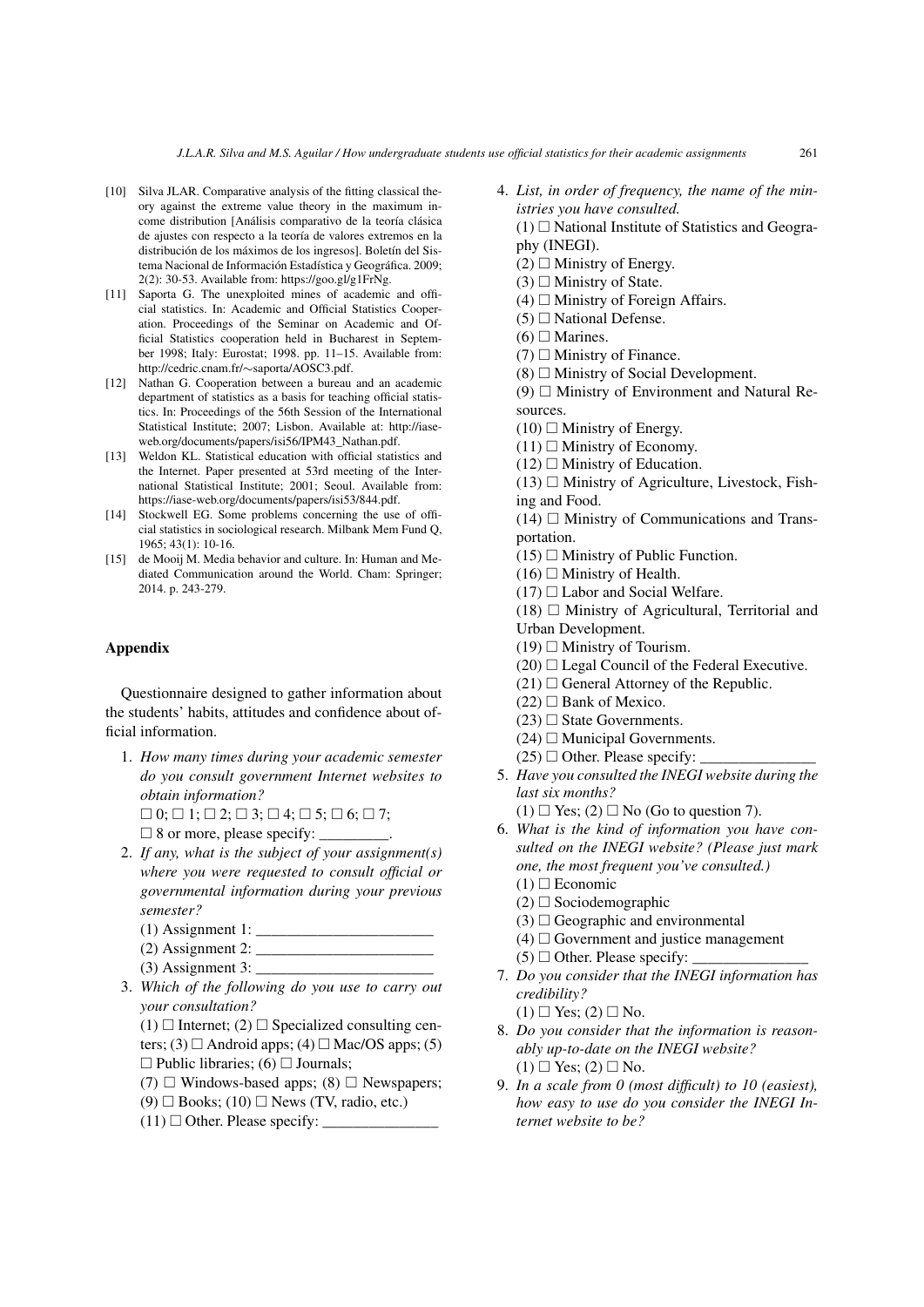[10] Silva JLAR. Comparative analysis of the fitting classical theory against the extreme value theory in the maximum income distribution [Análisis comparativo de la teoría clásica de ajustes con respecto a la teoría de valores extremos en la distribución de los máximos de los ingresos]. Boletín del Sistema Nacional de Información Estadística y Geográfica. 2009; 2(2): 30-53. Available from: https://goo.gl/g1FrNg.

[11] Saporta G. The unexploited mines of academic and official statistics. In: Academic and Official Statistics Cooperation. Proceedings of the Seminar on Academic and Official Statistics cooperation held in Bucharest in September 1998; Italy: Eurostat; 1998. pp. 11–15. Available from: http://cedric.cnam.fr/∼saporta/AOSC3.pdf.

[12] Nathan G. Cooperation between a bureau and an academic department of statistics as a basis for teaching official statistics. In: Proceedings of the 56th Session of the International Statistical Institute; 2007; Lisbon. Available at: http://iase-web.org/documents/papers/isi56/IPM43_Nathan.pdf.

[13] Weldon KL. Statistical education with official statistics and the Internet. Paper presented at 53rd meeting of the International Statistical Institute; 2001; Seoul. Available from: https://iase-web.org/documents/papers/isi53/844.pdf.

[14] Stockwell EG. Some problems concerning the use of official statistics in sociological research. Milbank Mem Fund Q, 1965; 43(1): 10-16.

[15] de Mooij M. Media behavior and culture. In: Human and Mediated Communication around the World. Cham: Springer; 2014. p. 243-279.

## Appendix

Questionnaire designed to gather information about the students' habits, attitudes and confidence about official information.

1. *How many times during your academic semester do you consult government Internet websites to obtain information?*
   □ 0; □ 1; □ 2; □ 3; □ 4; □ 5; □ 6; □ 7;
   □ 8 or more, please specify: _________.
2. *If any, what is the subject of your assignment(s) where you were requested to consult official or governmental information during your previous semester?*
   (1) Assignment 1: ______________________
   (2) Assignment 2: ______________________
   (3) Assignment 3: ______________________
3. *Which of the following do you use to carry out your consultation?*
   (1) □ Internet; (2) □ Specialized consulting centers; (3) □ Android apps; (4) □ Mac/OS apps; (5) □ Public libraries; (6) □ Journals;
   (7) □ Windows-based apps; (8) □ Newspapers;
   (9) □ Books; (10) □ News (TV, radio, etc.)
   (11) □ Other. Please specify: ______________
4. *List, in order of frequency, the name of the ministries you have consulted.*
   (1) □ National Institute of Statistics and Geography (INEGI).
   (2) □ Ministry of Energy.
   (3) □ Ministry of State.
   (4) □ Ministry of Foreign Affairs.
   (5) □ National Defense.
   (6) □ Marines.
   (7) □ Ministry of Finance.
   (8) □ Ministry of Social Development.
   (9) □ Ministry of Environment and Natural Resources.
   (10) □ Ministry of Energy.
   (11) □ Ministry of Economy.
   (12) □ Ministry of Education.
   (13) □ Ministry of Agriculture, Livestock, Fishing and Food.
   (14) □ Ministry of Communications and Transportation.
   (15) □ Ministry of Public Function.
   (16) □ Ministry of Health.
   (17) □ Labor and Social Welfare.
   (18) □ Ministry of Agricultural, Territorial and Urban Development.
   (19) □ Ministry of Tourism.
   (20) □ Legal Council of the Federal Executive.
   (21) □ General Attorney of the Republic.
   (22) □ Bank of Mexico.
   (23) □ State Governments.
   (24) □ Municipal Governments.
   (25) □ Other. Please specify: ______________
5. *Have you consulted the INEGI website during the last six months?*
   (1) □ Yes; (2) □ No (Go to question 7).
6. *What is the kind of information you have consulted on the INEGI website? (Please just mark one, the most frequent you've consulted.)*
   (1) □ Economic
   (2) □ Sociodemographic
   (3) □ Geographic and environmental
   (4) □ Government and justice management
   (5) □ Other. Please specify: ______________
7. *Do you consider that the INEGI information has credibility?*
   (1) □ Yes; (2) □ No.
8. *Do you consider that the information is reasonably up-to-date on the INEGI website?*
   (1) □ Yes; (2) □ No.
9. *In a scale from 0 (most difficult) to 10 (easiest), how easy to use do you consider the INEGI Internet website to be?*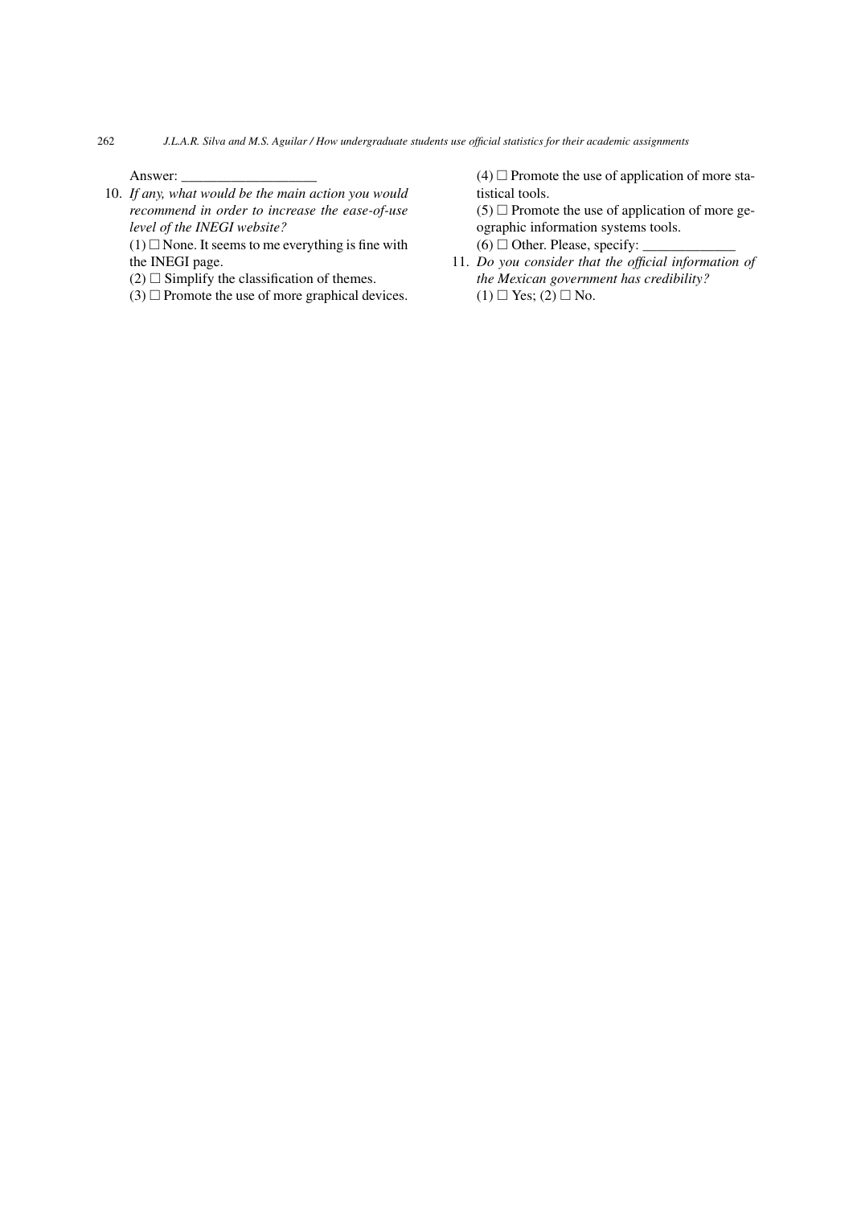Answer: ___________________

10. *If any, what would be the main action you would recommend in order to increase the ease-of-use level of the INEGI website?*
    (1) ☐ None. It seems to me everything is fine with the INEGI page.
    (2) ☐ Simplify the classification of themes.
    (3) ☐ Promote the use of more graphical devices.
    (4) ☐ Promote the use of application of more statistical tools.
    (5) ☐ Promote the use of application of more geographic information systems tools.
    (6) ☐ Other. Please, specify: _____________
11. *Do you consider that the official information of the Mexican government has credibility?*
    (1) ☐ Yes; (2) ☐ No.